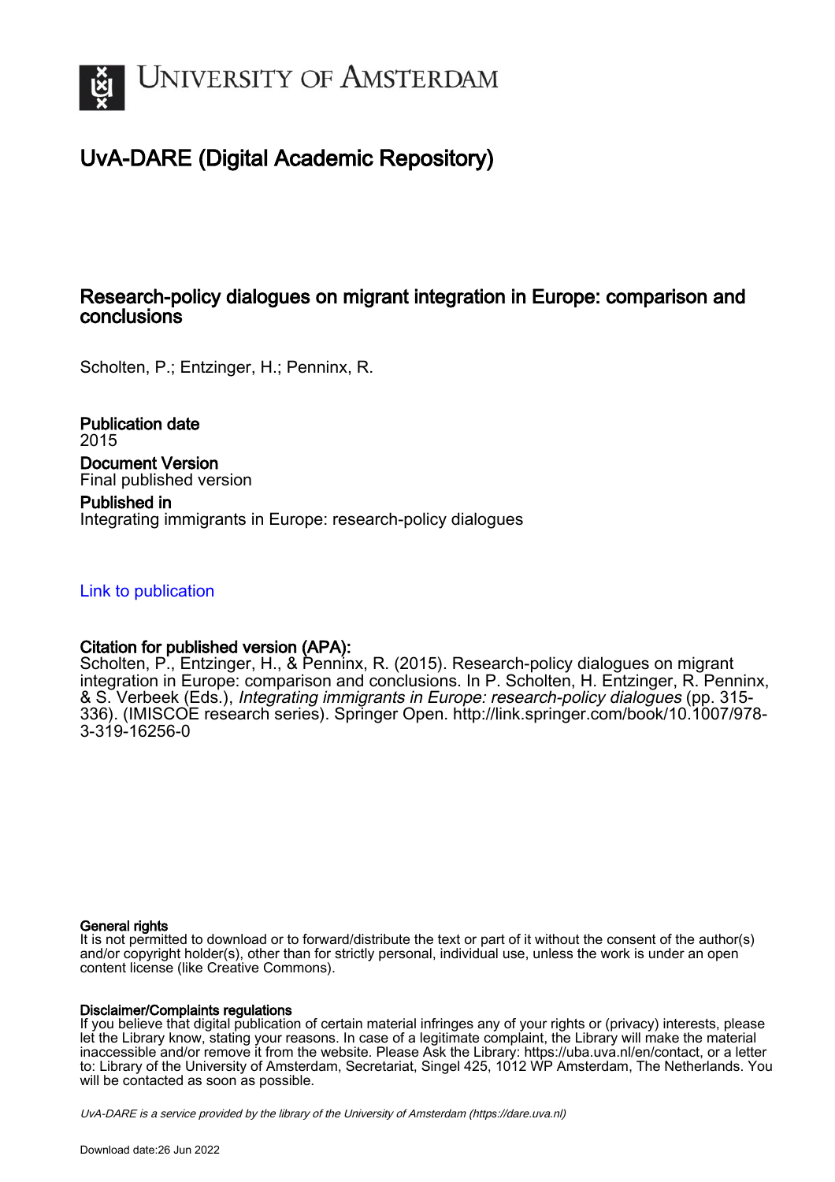# University of Amsterdam

## UvA-DARE (Digital Academic Repository)

### Research-policy dialogues on migrant integration in Europe: comparison and conclusions

Scholten, P.; Entzinger, H.; Penninx, R.

**Publication date**
2015

**Document Version**
Final published version

**Published in**
Integrating immigrants in Europe: research-policy dialogues

Link to publication

**Citation for published version (APA):**
Scholten, P., Entzinger, H., & Penninx, R. (2015). Research-policy dialogues on migrant integration in Europe: comparison and conclusions. In P. Scholten, H. Entzinger, R. Penninx, & S. Verbeek (Eds.), *Integrating immigrants in Europe: research-policy dialogues* (pp. 315-336). (IMISCOE research series). Springer Open. http://link.springer.com/book/10.1007/978-3-319-16256-0

**General rights**
It is not permitted to download or to forward/distribute the text or part of it without the consent of the author(s) and/or copyright holder(s), other than for strictly personal, individual use, unless the work is under an open content license (like Creative Commons).

**Disclaimer/Complaints regulations**
If you believe that digital publication of certain material infringes any of your rights or (privacy) interests, please let the Library know, stating your reasons. In case of a legitimate complaint, the Library will make the material inaccessible and/or remove it from the website. Please Ask the Library: https://uba.uva.nl/en/contact, or a letter to: Library of the University of Amsterdam, Secretariat, Singel 425, 1012 WP Amsterdam, The Netherlands. You will be contacted as soon as possible.

UvA-DARE is a service provided by the library of the University of Amsterdam (https://dare.uva.nl)

Download date:26 Jun 2022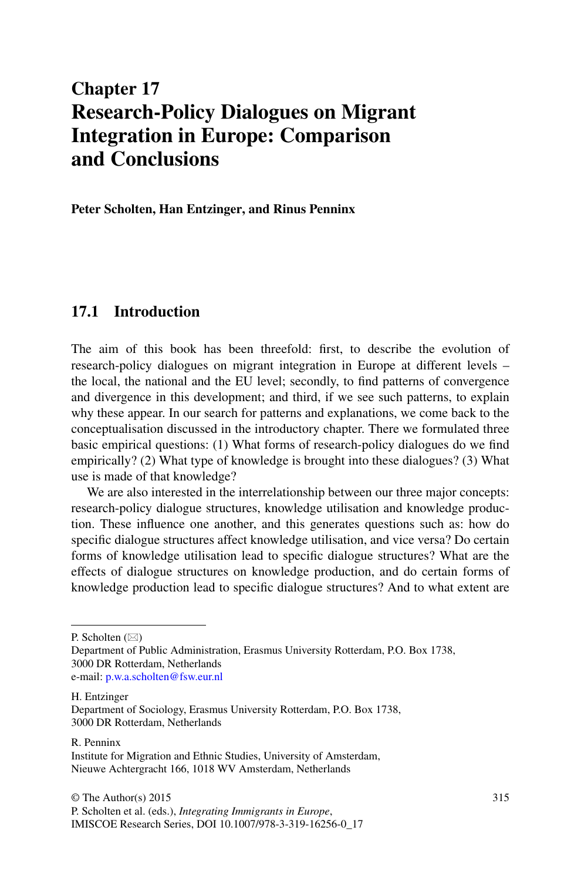# Chapter 17
# Research-Policy Dialogues on Migrant Integration in Europe: Comparison and Conclusions

**Peter Scholten, Han Entzinger, and Rinus Penninx**

## 17.1 Introduction

The aim of this book has been threefold: first, to describe the evolution of research-policy dialogues on migrant integration in Europe at different levels – the local, the national and the EU level; secondly, to find patterns of convergence and divergence in this development; and third, if we see such patterns, to explain why these appear. In our search for patterns and explanations, we come back to the conceptualisation discussed in the introductory chapter. There we formulated three basic empirical questions: (1) What forms of research-policy dialogues do we find empirically? (2) What type of knowledge is brought into these dialogues? (3) What use is made of that knowledge?

We are also interested in the interrelationship between our three major concepts: research-policy dialogue structures, knowledge utilisation and knowledge production. These influence one another, and this generates questions such as: how do specific dialogue structures affect knowledge utilisation, and vice versa? Do certain forms of knowledge utilisation lead to specific dialogue structures? What are the effects of dialogue structures on knowledge production, and do certain forms of knowledge production lead to specific dialogue structures? And to what extent are

---

P. Scholten (✉)
Department of Public Administration, Erasmus University Rotterdam, P.O. Box 1738, 3000 DR Rotterdam, Netherlands
e-mail: p.w.a.scholten@fsw.eur.nl

H. Entzinger
Department of Sociology, Erasmus University Rotterdam, P.O. Box 1738, 3000 DR Rotterdam, Netherlands

R. Penninx
Institute for Migration and Ethnic Studies, University of Amsterdam, Nieuwe Achtergracht 166, 1018 WV Amsterdam, Netherlands

© The Author(s) 2015
P. Scholten et al. (eds.), *Integrating Immigrants in Europe*, IMISCOE Research Series, DOI 10.1007/978-3-319-16256-0_17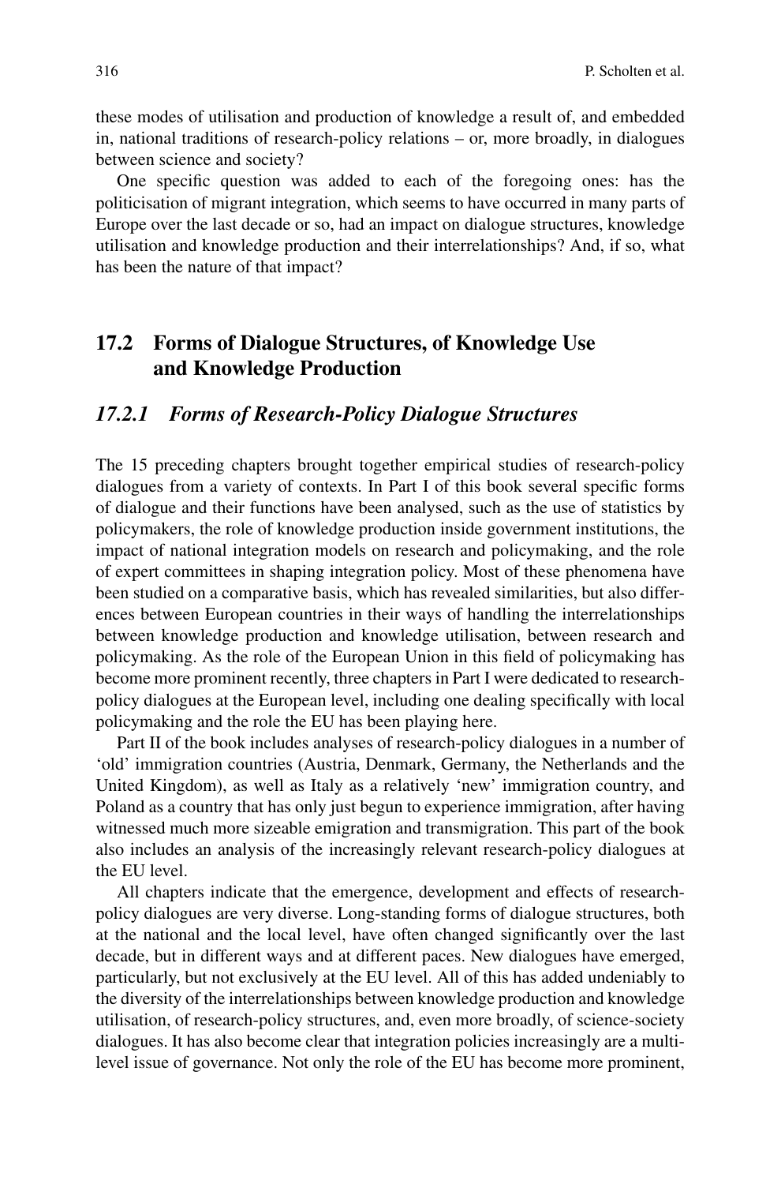these modes of utilisation and production of knowledge a result of, and embedded in, national traditions of research-policy relations – or, more broadly, in dialogues between science and society?

One specific question was added to each of the foregoing ones: has the politicisation of migrant integration, which seems to have occurred in many parts of Europe over the last decade or so, had an impact on dialogue structures, knowledge utilisation and knowledge production and their interrelationships? And, if so, what has been the nature of that impact?

## 17.2 Forms of Dialogue Structures, of Knowledge Use and Knowledge Production

### *17.2.1 Forms of Research-Policy Dialogue Structures*

The 15 preceding chapters brought together empirical studies of research-policy dialogues from a variety of contexts. In Part I of this book several specific forms of dialogue and their functions have been analysed, such as the use of statistics by policymakers, the role of knowledge production inside government institutions, the impact of national integration models on research and policymaking, and the role of expert committees in shaping integration policy. Most of these phenomena have been studied on a comparative basis, which has revealed similarities, but also differences between European countries in their ways of handling the interrelationships between knowledge production and knowledge utilisation, between research and policymaking. As the role of the European Union in this field of policymaking has become more prominent recently, three chapters in Part I were dedicated to research-policy dialogues at the European level, including one dealing specifically with local policymaking and the role the EU has been playing here.

Part II of the book includes analyses of research-policy dialogues in a number of 'old' immigration countries (Austria, Denmark, Germany, the Netherlands and the United Kingdom), as well as Italy as a relatively 'new' immigration country, and Poland as a country that has only just begun to experience immigration, after having witnessed much more sizeable emigration and transmigration. This part of the book also includes an analysis of the increasingly relevant research-policy dialogues at the EU level.

All chapters indicate that the emergence, development and effects of research-policy dialogues are very diverse. Long-standing forms of dialogue structures, both at the national and the local level, have often changed significantly over the last decade, but in different ways and at different paces. New dialogues have emerged, particularly, but not exclusively at the EU level. All of this has added undeniably to the diversity of the interrelationships between knowledge production and knowledge utilisation, of research-policy structures, and, even more broadly, of science-society dialogues. It has also become clear that integration policies increasingly are a multi-level issue of governance. Not only the role of the EU has become more prominent,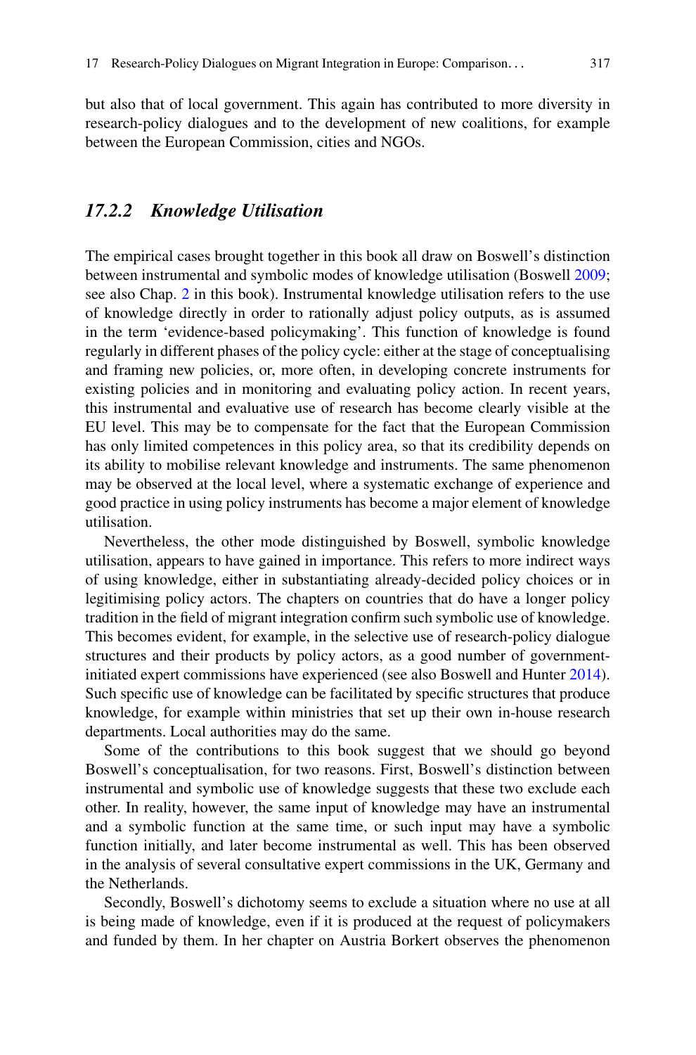but also that of local government. This again has contributed to more diversity in research-policy dialogues and to the development of new coalitions, for example between the European Commission, cities and NGOs.

### *17.2.2 Knowledge Utilisation*

The empirical cases brought together in this book all draw on Boswell's distinction between instrumental and symbolic modes of knowledge utilisation (Boswell 2009; see also Chap. 2 in this book). Instrumental knowledge utilisation refers to the use of knowledge directly in order to rationally adjust policy outputs, as is assumed in the term 'evidence-based policymaking'. This function of knowledge is found regularly in different phases of the policy cycle: either at the stage of conceptualising and framing new policies, or, more often, in developing concrete instruments for existing policies and in monitoring and evaluating policy action. In recent years, this instrumental and evaluative use of research has become clearly visible at the EU level. This may be to compensate for the fact that the European Commission has only limited competences in this policy area, so that its credibility depends on its ability to mobilise relevant knowledge and instruments. The same phenomenon may be observed at the local level, where a systematic exchange of experience and good practice in using policy instruments has become a major element of knowledge utilisation.

Nevertheless, the other mode distinguished by Boswell, symbolic knowledge utilisation, appears to have gained in importance. This refers to more indirect ways of using knowledge, either in substantiating already-decided policy choices or in legitimising policy actors. The chapters on countries that do have a longer policy tradition in the field of migrant integration confirm such symbolic use of knowledge. This becomes evident, for example, in the selective use of research-policy dialogue structures and their products by policy actors, as a good number of government-initiated expert commissions have experienced (see also Boswell and Hunter 2014). Such specific use of knowledge can be facilitated by specific structures that produce knowledge, for example within ministries that set up their own in-house research departments. Local authorities may do the same.

Some of the contributions to this book suggest that we should go beyond Boswell's conceptualisation, for two reasons. First, Boswell's distinction between instrumental and symbolic use of knowledge suggests that these two exclude each other. In reality, however, the same input of knowledge may have an instrumental and a symbolic function at the same time, or such input may have a symbolic function initially, and later become instrumental as well. This has been observed in the analysis of several consultative expert commissions in the UK, Germany and the Netherlands.

Secondly, Boswell's dichotomy seems to exclude a situation where no use at all is being made of knowledge, even if it is produced at the request of policymakers and funded by them. In her chapter on Austria Borkert observes the phenomenon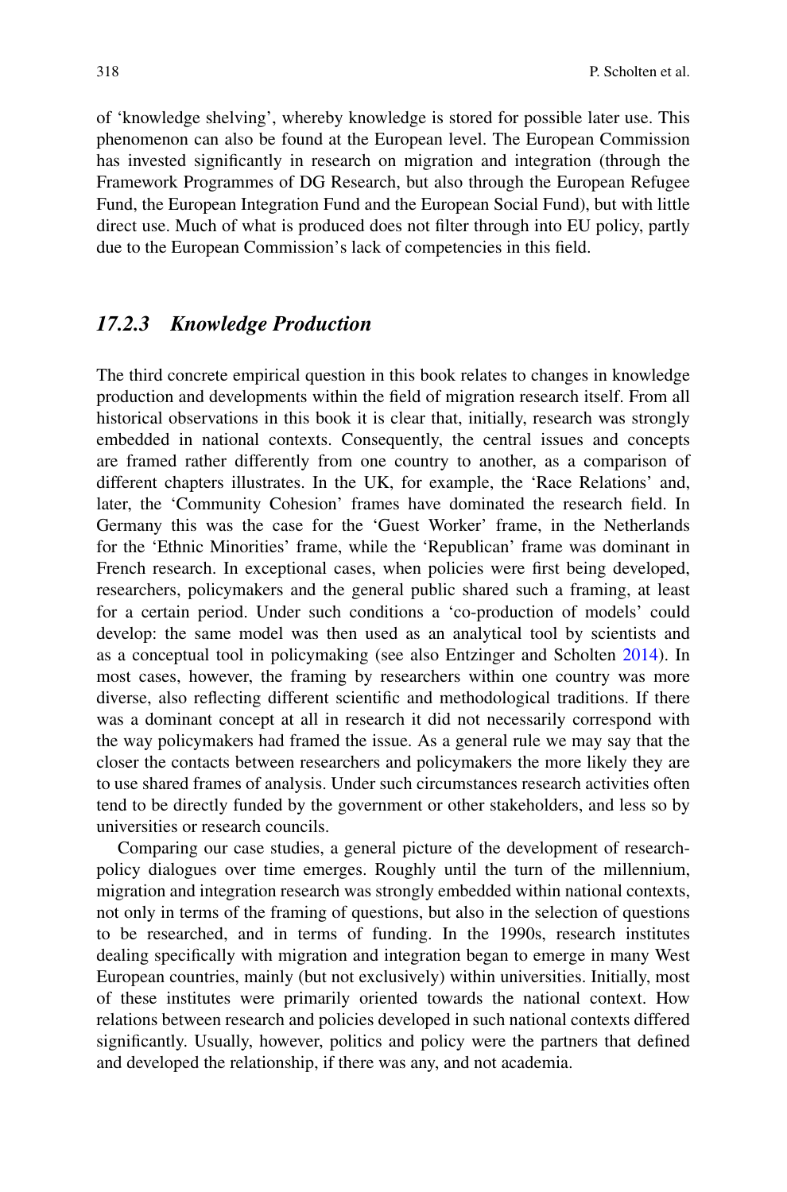of 'knowledge shelving', whereby knowledge is stored for possible later use. This phenomenon can also be found at the European level. The European Commission has invested significantly in research on migration and integration (through the Framework Programmes of DG Research, but also through the European Refugee Fund, the European Integration Fund and the European Social Fund), but with little direct use. Much of what is produced does not filter through into EU policy, partly due to the European Commission's lack of competencies in this field.

### *17.2.3 Knowledge Production*

The third concrete empirical question in this book relates to changes in knowledge production and developments within the field of migration research itself. From all historical observations in this book it is clear that, initially, research was strongly embedded in national contexts. Consequently, the central issues and concepts are framed rather differently from one country to another, as a comparison of different chapters illustrates. In the UK, for example, the 'Race Relations' and, later, the 'Community Cohesion' frames have dominated the research field. In Germany this was the case for the 'Guest Worker' frame, in the Netherlands for the 'Ethnic Minorities' frame, while the 'Republican' frame was dominant in French research. In exceptional cases, when policies were first being developed, researchers, policymakers and the general public shared such a framing, at least for a certain period. Under such conditions a 'co-production of models' could develop: the same model was then used as an analytical tool by scientists and as a conceptual tool in policymaking (see also Entzinger and Scholten 2014). In most cases, however, the framing by researchers within one country was more diverse, also reflecting different scientific and methodological traditions. If there was a dominant concept at all in research it did not necessarily correspond with the way policymakers had framed the issue. As a general rule we may say that the closer the contacts between researchers and policymakers the more likely they are to use shared frames of analysis. Under such circumstances research activities often tend to be directly funded by the government or other stakeholders, and less so by universities or research councils.

Comparing our case studies, a general picture of the development of research-policy dialogues over time emerges. Roughly until the turn of the millennium, migration and integration research was strongly embedded within national contexts, not only in terms of the framing of questions, but also in the selection of questions to be researched, and in terms of funding. In the 1990s, research institutes dealing specifically with migration and integration began to emerge in many West European countries, mainly (but not exclusively) within universities. Initially, most of these institutes were primarily oriented towards the national context. How relations between research and policies developed in such national contexts differed significantly. Usually, however, politics and policy were the partners that defined and developed the relationship, if there was any, and not academia.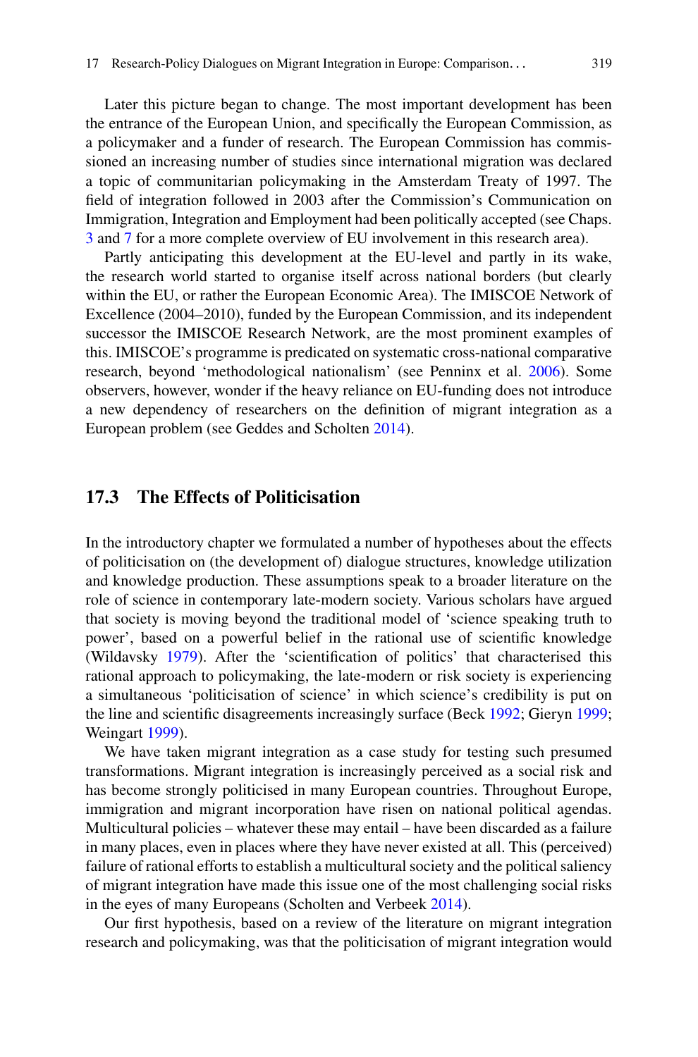Later this picture began to change. The most important development has been the entrance of the European Union, and specifically the European Commission, as a policymaker and a funder of research. The European Commission has commissioned an increasing number of studies since international migration was declared a topic of communitarian policymaking in the Amsterdam Treaty of 1997. The field of integration followed in 2003 after the Commission's Communication on Immigration, Integration and Employment had been politically accepted (see Chaps. 3 and 7 for a more complete overview of EU involvement in this research area).

Partly anticipating this development at the EU-level and partly in its wake, the research world started to organise itself across national borders (but clearly within the EU, or rather the European Economic Area). The IMISCOE Network of Excellence (2004–2010), funded by the European Commission, and its independent successor the IMISCOE Research Network, are the most prominent examples of this. IMISCOE's programme is predicated on systematic cross-national comparative research, beyond 'methodological nationalism' (see Penninx et al. 2006). Some observers, however, wonder if the heavy reliance on EU-funding does not introduce a new dependency of researchers on the definition of migrant integration as a European problem (see Geddes and Scholten 2014).

## 17.3 The Effects of Politicisation

In the introductory chapter we formulated a number of hypotheses about the effects of politicisation on (the development of) dialogue structures, knowledge utilization and knowledge production. These assumptions speak to a broader literature on the role of science in contemporary late-modern society. Various scholars have argued that society is moving beyond the traditional model of 'science speaking truth to power', based on a powerful belief in the rational use of scientific knowledge (Wildavsky 1979). After the 'scientification of politics' that characterised this rational approach to policymaking, the late-modern or risk society is experiencing a simultaneous 'politicisation of science' in which science's credibility is put on the line and scientific disagreements increasingly surface (Beck 1992; Gieryn 1999; Weingart 1999).

We have taken migrant integration as a case study for testing such presumed transformations. Migrant integration is increasingly perceived as a social risk and has become strongly politicised in many European countries. Throughout Europe, immigration and migrant incorporation have risen on national political agendas. Multicultural policies – whatever these may entail – have been discarded as a failure in many places, even in places where they have never existed at all. This (perceived) failure of rational efforts to establish a multicultural society and the political saliency of migrant integration have made this issue one of the most challenging social risks in the eyes of many Europeans (Scholten and Verbeek 2014).

Our first hypothesis, based on a review of the literature on migrant integration research and policymaking, was that the politicisation of migrant integration would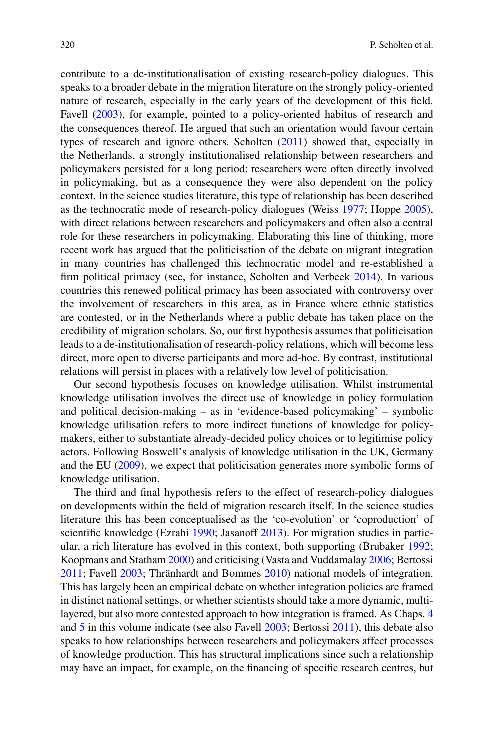contribute to a de-institutionalisation of existing research-policy dialogues. This speaks to a broader debate in the migration literature on the strongly policy-oriented nature of research, especially in the early years of the development of this field. Favell (2003), for example, pointed to a policy-oriented habitus of research and the consequences thereof. He argued that such an orientation would favour certain types of research and ignore others. Scholten (2011) showed that, especially in the Netherlands, a strongly institutionalised relationship between researchers and policymakers persisted for a long period: researchers were often directly involved in policymaking, but as a consequence they were also dependent on the policy context. In the science studies literature, this type of relationship has been described as the technocratic mode of research-policy dialogues (Weiss 1977; Hoppe 2005), with direct relations between researchers and policymakers and often also a central role for these researchers in policymaking. Elaborating this line of thinking, more recent work has argued that the politicisation of the debate on migrant integration in many countries has challenged this technocratic model and re-established a firm political primacy (see, for instance, Scholten and Verbeek 2014). In various countries this renewed political primacy has been associated with controversy over the involvement of researchers in this area, as in France where ethnic statistics are contested, or in the Netherlands where a public debate has taken place on the credibility of migration scholars. So, our first hypothesis assumes that politicisation leads to a de-institutionalisation of research-policy relations, which will become less direct, more open to diverse participants and more ad-hoc. By contrast, institutional relations will persist in places with a relatively low level of politicisation.

Our second hypothesis focuses on knowledge utilisation. Whilst instrumental knowledge utilisation involves the direct use of knowledge in policy formulation and political decision-making – as in 'evidence-based policymaking' – symbolic knowledge utilisation refers to more indirect functions of knowledge for policymakers, either to substantiate already-decided policy choices or to legitimise policy actors. Following Boswell's analysis of knowledge utilisation in the UK, Germany and the EU (2009), we expect that politicisation generates more symbolic forms of knowledge utilisation.

The third and final hypothesis refers to the effect of research-policy dialogues on developments within the field of migration research itself. In the science studies literature this has been conceptualised as the 'co-evolution' or 'coproduction' of scientific knowledge (Ezrahi 1990; Jasanoff 2013). For migration studies in particular, a rich literature has evolved in this context, both supporting (Brubaker 1992; Koopmans and Statham 2000) and criticising (Vasta and Vuddamalay 2006; Bertossi 2011; Favell 2003; Thränhardt and Bommes 2010) national models of integration. This has largely been an empirical debate on whether integration policies are framed in distinct national settings, or whether scientists should take a more dynamic, multi-layered, but also more contested approach to how integration is framed. As Chaps. 4 and 5 in this volume indicate (see also Favell 2003; Bertossi 2011), this debate also speaks to how relationships between researchers and policymakers affect processes of knowledge production. This has structural implications since such a relationship may have an impact, for example, on the financing of specific research centres, but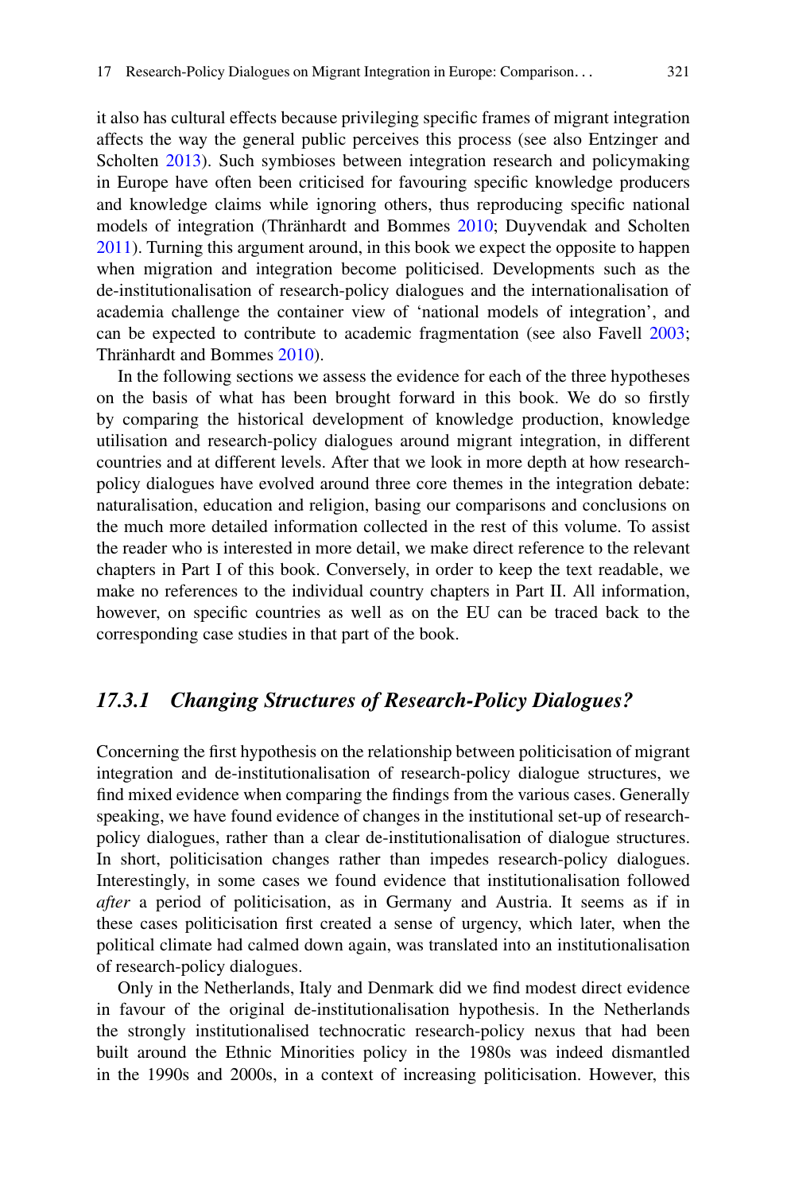it also has cultural effects because privileging specific frames of migrant integration affects the way the general public perceives this process (see also Entzinger and Scholten 2013). Such symbioses between integration research and policymaking in Europe have often been criticised for favouring specific knowledge producers and knowledge claims while ignoring others, thus reproducing specific national models of integration (Thränhardt and Bommes 2010; Duyvendak and Scholten 2011). Turning this argument around, in this book we expect the opposite to happen when migration and integration become politicised. Developments such as the de-institutionalisation of research-policy dialogues and the internationalisation of academia challenge the container view of 'national models of integration', and can be expected to contribute to academic fragmentation (see also Favell 2003; Thränhardt and Bommes 2010).

In the following sections we assess the evidence for each of the three hypotheses on the basis of what has been brought forward in this book. We do so firstly by comparing the historical development of knowledge production, knowledge utilisation and research-policy dialogues around migrant integration, in different countries and at different levels. After that we look in more depth at how research-policy dialogues have evolved around three core themes in the integration debate: naturalisation, education and religion, basing our comparisons and conclusions on the much more detailed information collected in the rest of this volume. To assist the reader who is interested in more detail, we make direct reference to the relevant chapters in Part I of this book. Conversely, in order to keep the text readable, we make no references to the individual country chapters in Part II. All information, however, on specific countries as well as on the EU can be traced back to the corresponding case studies in that part of the book.

### *17.3.1 Changing Structures of Research-Policy Dialogues?*

Concerning the first hypothesis on the relationship between politicisation of migrant integration and de-institutionalisation of research-policy dialogue structures, we find mixed evidence when comparing the findings from the various cases. Generally speaking, we have found evidence of changes in the institutional set-up of research-policy dialogues, rather than a clear de-institutionalisation of dialogue structures. In short, politicisation changes rather than impedes research-policy dialogues. Interestingly, in some cases we found evidence that institutionalisation followed *after* a period of politicisation, as in Germany and Austria. It seems as if in these cases politicisation first created a sense of urgency, which later, when the political climate had calmed down again, was translated into an institutionalisation of research-policy dialogues.

Only in the Netherlands, Italy and Denmark did we find modest direct evidence in favour of the original de-institutionalisation hypothesis. In the Netherlands the strongly institutionalised technocratic research-policy nexus that had been built around the Ethnic Minorities policy in the 1980s was indeed dismantled in the 1990s and 2000s, in a context of increasing politicisation. However, this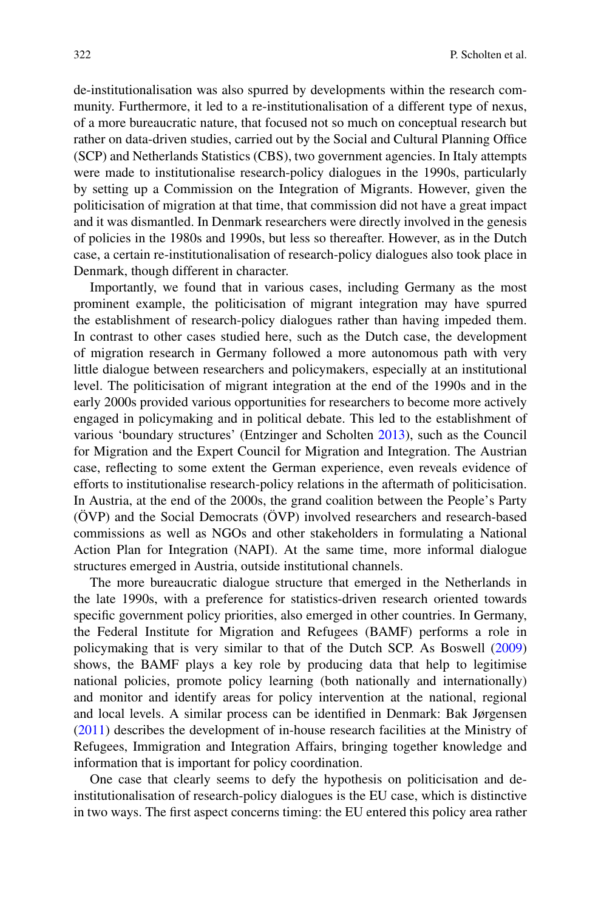de-institutionalisation was also spurred by developments within the research community. Furthermore, it led to a re-institutionalisation of a different type of nexus, of a more bureaucratic nature, that focused not so much on conceptual research but rather on data-driven studies, carried out by the Social and Cultural Planning Office (SCP) and Netherlands Statistics (CBS), two government agencies. In Italy attempts were made to institutionalise research-policy dialogues in the 1990s, particularly by setting up a Commission on the Integration of Migrants. However, given the politicisation of migration at that time, that commission did not have a great impact and it was dismantled. In Denmark researchers were directly involved in the genesis of policies in the 1980s and 1990s, but less so thereafter. However, as in the Dutch case, a certain re-institutionalisation of research-policy dialogues also took place in Denmark, though different in character.

Importantly, we found that in various cases, including Germany as the most prominent example, the politicisation of migrant integration may have spurred the establishment of research-policy dialogues rather than having impeded them. In contrast to other cases studied here, such as the Dutch case, the development of migration research in Germany followed a more autonomous path with very little dialogue between researchers and policymakers, especially at an institutional level. The politicisation of migrant integration at the end of the 1990s and in the early 2000s provided various opportunities for researchers to become more actively engaged in policymaking and in political debate. This led to the establishment of various 'boundary structures' (Entzinger and Scholten 2013), such as the Council for Migration and the Expert Council for Migration and Integration. The Austrian case, reflecting to some extent the German experience, even reveals evidence of efforts to institutionalise research-policy relations in the aftermath of politicisation. In Austria, at the end of the 2000s, the grand coalition between the People's Party (ÖVP) and the Social Democrats (ÖVP) involved researchers and research-based commissions as well as NGOs and other stakeholders in formulating a National Action Plan for Integration (NAPI). At the same time, more informal dialogue structures emerged in Austria, outside institutional channels.

The more bureaucratic dialogue structure that emerged in the Netherlands in the late 1990s, with a preference for statistics-driven research oriented towards specific government policy priorities, also emerged in other countries. In Germany, the Federal Institute for Migration and Refugees (BAMF) performs a role in policymaking that is very similar to that of the Dutch SCP. As Boswell (2009) shows, the BAMF plays a key role by producing data that help to legitimise national policies, promote policy learning (both nationally and internationally) and monitor and identify areas for policy intervention at the national, regional and local levels. A similar process can be identified in Denmark: Bak Jørgensen (2011) describes the development of in-house research facilities at the Ministry of Refugees, Immigration and Integration Affairs, bringing together knowledge and information that is important for policy coordination.

One case that clearly seems to defy the hypothesis on politicisation and de-institutionalisation of research-policy dialogues is the EU case, which is distinctive in two ways. The first aspect concerns timing: the EU entered this policy area rather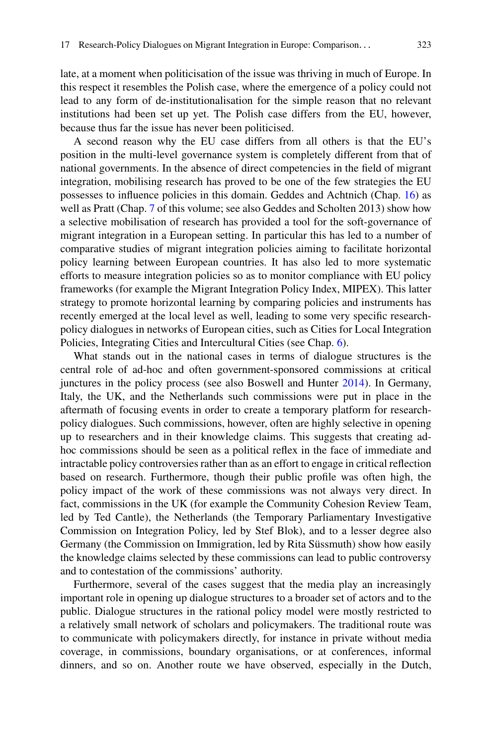late, at a moment when politicisation of the issue was thriving in much of Europe. In this respect it resembles the Polish case, where the emergence of a policy could not lead to any form of de-institutionalisation for the simple reason that no relevant institutions had been set up yet. The Polish case differs from the EU, however, because thus far the issue has never been politicised.

A second reason why the EU case differs from all others is that the EU's position in the multi-level governance system is completely different from that of national governments. In the absence of direct competencies in the field of migrant integration, mobilising research has proved to be one of the few strategies the EU possesses to influence policies in this domain. Geddes and Achtnich (Chap. 16) as well as Pratt (Chap. 7 of this volume; see also Geddes and Scholten 2013) show how a selective mobilisation of research has provided a tool for the soft-governance of migrant integration in a European setting. In particular this has led to a number of comparative studies of migrant integration policies aiming to facilitate horizontal policy learning between European countries. It has also led to more systematic efforts to measure integration policies so as to monitor compliance with EU policy frameworks (for example the Migrant Integration Policy Index, MIPEX). This latter strategy to promote horizontal learning by comparing policies and instruments has recently emerged at the local level as well, leading to some very specific research-policy dialogues in networks of European cities, such as Cities for Local Integration Policies, Integrating Cities and Intercultural Cities (see Chap. 6).

What stands out in the national cases in terms of dialogue structures is the central role of ad-hoc and often government-sponsored commissions at critical junctures in the policy process (see also Boswell and Hunter 2014). In Germany, Italy, the UK, and the Netherlands such commissions were put in place in the aftermath of focusing events in order to create a temporary platform for research-policy dialogues. Such commissions, however, often are highly selective in opening up to researchers and in their knowledge claims. This suggests that creating ad-hoc commissions should be seen as a political reflex in the face of immediate and intractable policy controversies rather than as an effort to engage in critical reflection based on research. Furthermore, though their public profile was often high, the policy impact of the work of these commissions was not always very direct. In fact, commissions in the UK (for example the Community Cohesion Review Team, led by Ted Cantle), the Netherlands (the Temporary Parliamentary Investigative Commission on Integration Policy, led by Stef Blok), and to a lesser degree also Germany (the Commission on Immigration, led by Rita Süssmuth) show how easily the knowledge claims selected by these commissions can lead to public controversy and to contestation of the commissions' authority.

Furthermore, several of the cases suggest that the media play an increasingly important role in opening up dialogue structures to a broader set of actors and to the public. Dialogue structures in the rational policy model were mostly restricted to a relatively small network of scholars and policymakers. The traditional route was to communicate with policymakers directly, for instance in private without media coverage, in commissions, boundary organisations, or at conferences, informal dinners, and so on. Another route we have observed, especially in the Dutch,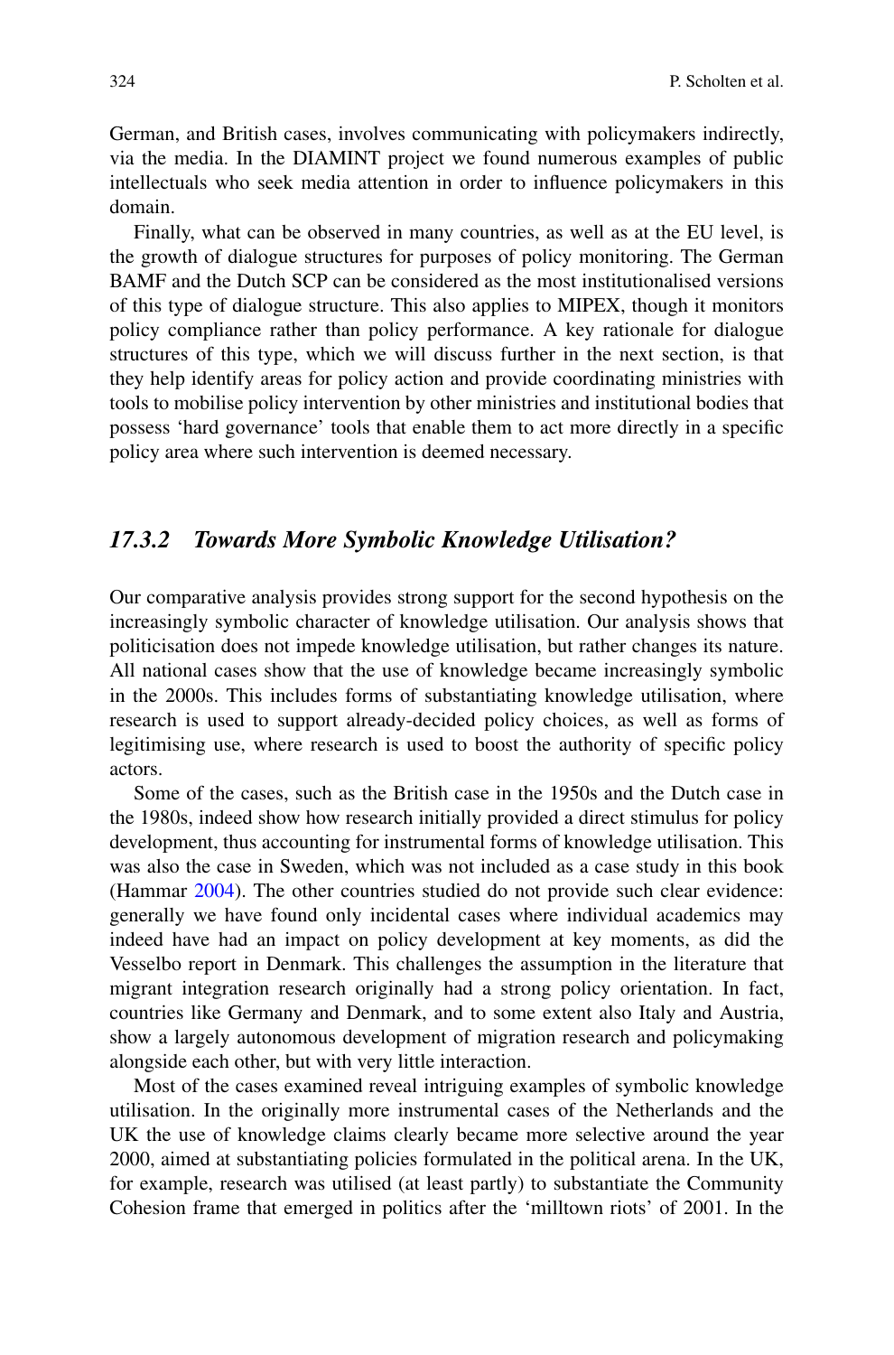German, and British cases, involves communicating with policymakers indirectly, via the media. In the DIAMINT project we found numerous examples of public intellectuals who seek media attention in order to influence policymakers in this domain.

Finally, what can be observed in many countries, as well as at the EU level, is the growth of dialogue structures for purposes of policy monitoring. The German BAMF and the Dutch SCP can be considered as the most institutionalised versions of this type of dialogue structure. This also applies to MIPEX, though it monitors policy compliance rather than policy performance. A key rationale for dialogue structures of this type, which we will discuss further in the next section, is that they help identify areas for policy action and provide coordinating ministries with tools to mobilise policy intervention by other ministries and institutional bodies that possess 'hard governance' tools that enable them to act more directly in a specific policy area where such intervention is deemed necessary.

### *17.3.2 Towards More Symbolic Knowledge Utilisation?*

Our comparative analysis provides strong support for the second hypothesis on the increasingly symbolic character of knowledge utilisation. Our analysis shows that politicisation does not impede knowledge utilisation, but rather changes its nature. All national cases show that the use of knowledge became increasingly symbolic in the 2000s. This includes forms of substantiating knowledge utilisation, where research is used to support already-decided policy choices, as well as forms of legitimising use, where research is used to boost the authority of specific policy actors.

Some of the cases, such as the British case in the 1950s and the Dutch case in the 1980s, indeed show how research initially provided a direct stimulus for policy development, thus accounting for instrumental forms of knowledge utilisation. This was also the case in Sweden, which was not included as a case study in this book (Hammar 2004). The other countries studied do not provide such clear evidence: generally we have found only incidental cases where individual academics may indeed have had an impact on policy development at key moments, as did the Vesselbo report in Denmark. This challenges the assumption in the literature that migrant integration research originally had a strong policy orientation. In fact, countries like Germany and Denmark, and to some extent also Italy and Austria, show a largely autonomous development of migration research and policymaking alongside each other, but with very little interaction.

Most of the cases examined reveal intriguing examples of symbolic knowledge utilisation. In the originally more instrumental cases of the Netherlands and the UK the use of knowledge claims clearly became more selective around the year 2000, aimed at substantiating policies formulated in the political arena. In the UK, for example, research was utilised (at least partly) to substantiate the Community Cohesion frame that emerged in politics after the 'milltown riots' of 2001. In the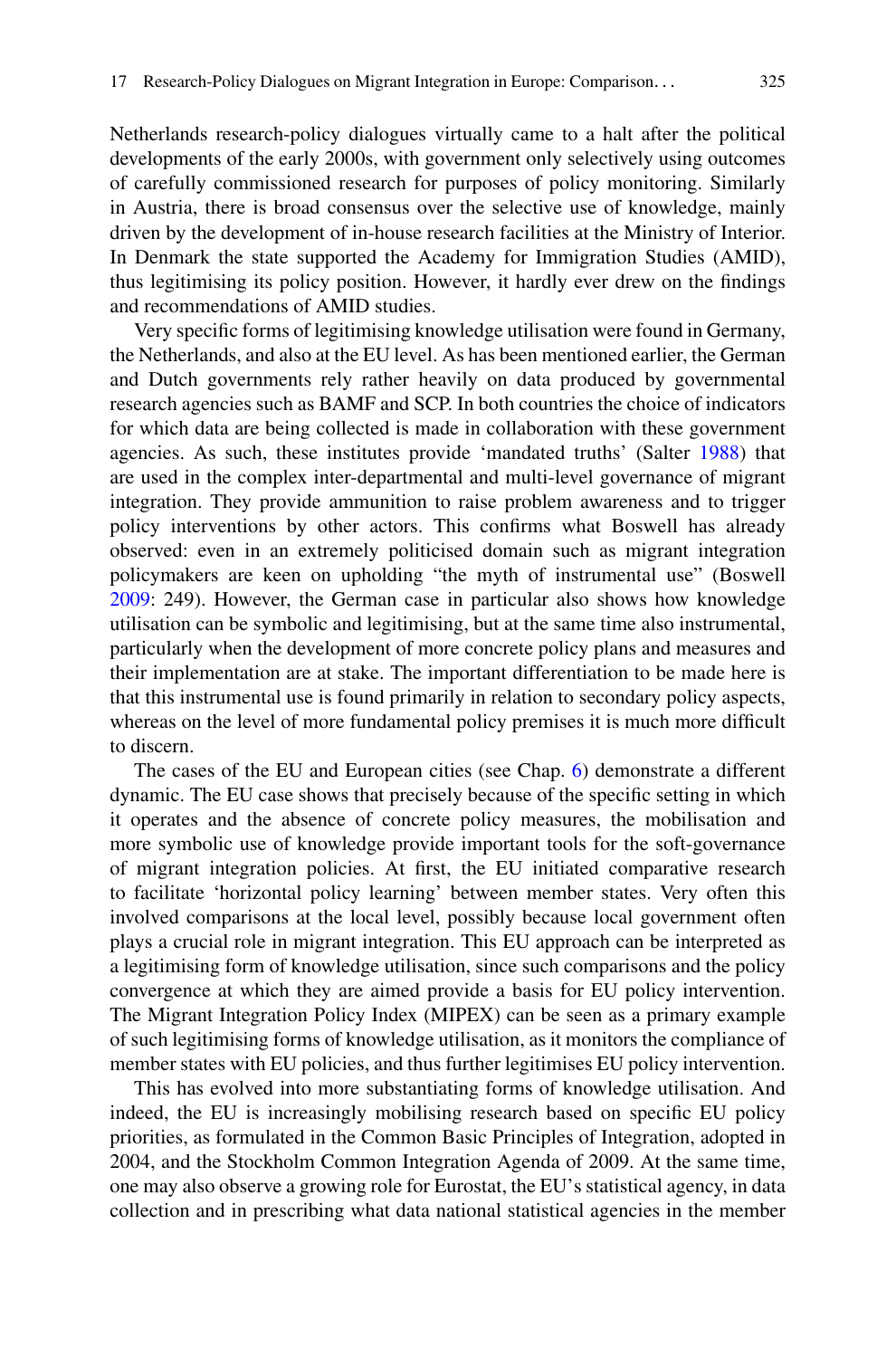Netherlands research-policy dialogues virtually came to a halt after the political developments of the early 2000s, with government only selectively using outcomes of carefully commissioned research for purposes of policy monitoring. Similarly in Austria, there is broad consensus over the selective use of knowledge, mainly driven by the development of in-house research facilities at the Ministry of Interior. In Denmark the state supported the Academy for Immigration Studies (AMID), thus legitimising its policy position. However, it hardly ever drew on the findings and recommendations of AMID studies.

Very specific forms of legitimising knowledge utilisation were found in Germany, the Netherlands, and also at the EU level. As has been mentioned earlier, the German and Dutch governments rely rather heavily on data produced by governmental research agencies such as BAMF and SCP. In both countries the choice of indicators for which data are being collected is made in collaboration with these government agencies. As such, these institutes provide 'mandated truths' (Salter 1988) that are used in the complex inter-departmental and multi-level governance of migrant integration. They provide ammunition to raise problem awareness and to trigger policy interventions by other actors. This confirms what Boswell has already observed: even in an extremely politicised domain such as migrant integration policymakers are keen on upholding "the myth of instrumental use" (Boswell 2009: 249). However, the German case in particular also shows how knowledge utilisation can be symbolic and legitimising, but at the same time also instrumental, particularly when the development of more concrete policy plans and measures and their implementation are at stake. The important differentiation to be made here is that this instrumental use is found primarily in relation to secondary policy aspects, whereas on the level of more fundamental policy premises it is much more difficult to discern.

The cases of the EU and European cities (see Chap. 6) demonstrate a different dynamic. The EU case shows that precisely because of the specific setting in which it operates and the absence of concrete policy measures, the mobilisation and more symbolic use of knowledge provide important tools for the soft-governance of migrant integration policies. At first, the EU initiated comparative research to facilitate 'horizontal policy learning' between member states. Very often this involved comparisons at the local level, possibly because local government often plays a crucial role in migrant integration. This EU approach can be interpreted as a legitimising form of knowledge utilisation, since such comparisons and the policy convergence at which they are aimed provide a basis for EU policy intervention. The Migrant Integration Policy Index (MIPEX) can be seen as a primary example of such legitimising forms of knowledge utilisation, as it monitors the compliance of member states with EU policies, and thus further legitimises EU policy intervention.

This has evolved into more substantiating forms of knowledge utilisation. And indeed, the EU is increasingly mobilising research based on specific EU policy priorities, as formulated in the Common Basic Principles of Integration, adopted in 2004, and the Stockholm Common Integration Agenda of 2009. At the same time, one may also observe a growing role for Eurostat, the EU's statistical agency, in data collection and in prescribing what data national statistical agencies in the member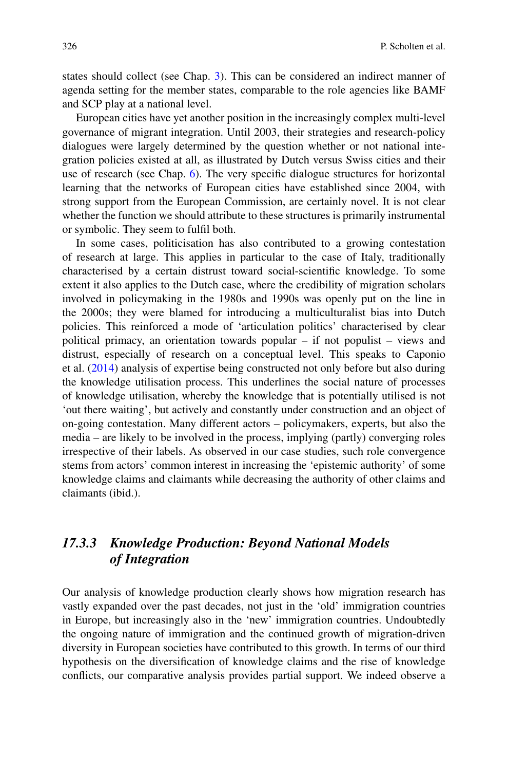states should collect (see Chap. 3). This can be considered an indirect manner of agenda setting for the member states, comparable to the role agencies like BAMF and SCP play at a national level.

European cities have yet another position in the increasingly complex multi-level governance of migrant integration. Until 2003, their strategies and research-policy dialogues were largely determined by the question whether or not national integration policies existed at all, as illustrated by Dutch versus Swiss cities and their use of research (see Chap. 6). The very specific dialogue structures for horizontal learning that the networks of European cities have established since 2004, with strong support from the European Commission, are certainly novel. It is not clear whether the function we should attribute to these structures is primarily instrumental or symbolic. They seem to fulfil both.

In some cases, politicisation has also contributed to a growing contestation of research at large. This applies in particular to the case of Italy, traditionally characterised by a certain distrust toward social-scientific knowledge. To some extent it also applies to the Dutch case, where the credibility of migration scholars involved in policymaking in the 1980s and 1990s was openly put on the line in the 2000s; they were blamed for introducing a multiculturalist bias into Dutch policies. This reinforced a mode of 'articulation politics' characterised by clear political primacy, an orientation towards popular – if not populist – views and distrust, especially of research on a conceptual level. This speaks to Caponio et al. (2014) analysis of expertise being constructed not only before but also during the knowledge utilisation process. This underlines the social nature of processes of knowledge utilisation, whereby the knowledge that is potentially utilised is not 'out there waiting', but actively and constantly under construction and an object of on-going contestation. Many different actors – policymakers, experts, but also the media – are likely to be involved in the process, implying (partly) converging roles irrespective of their labels. As observed in our case studies, such role convergence stems from actors' common interest in increasing the 'epistemic authority' of some knowledge claims and claimants while decreasing the authority of other claims and claimants (ibid.).

### *17.3.3 Knowledge Production: Beyond National Models of Integration*

Our analysis of knowledge production clearly shows how migration research has vastly expanded over the past decades, not just in the 'old' immigration countries in Europe, but increasingly also in the 'new' immigration countries. Undoubtedly the ongoing nature of immigration and the continued growth of migration-driven diversity in European societies have contributed to this growth. In terms of our third hypothesis on the diversification of knowledge claims and the rise of knowledge conflicts, our comparative analysis provides partial support. We indeed observe a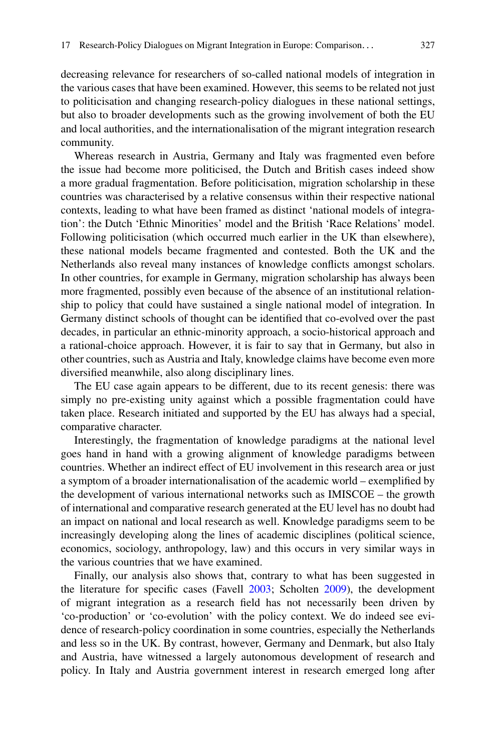decreasing relevance for researchers of so-called national models of integration in the various cases that have been examined. However, this seems to be related not just to politicisation and changing research-policy dialogues in these national settings, but also to broader developments such as the growing involvement of both the EU and local authorities, and the internationalisation of the migrant integration research community.

Whereas research in Austria, Germany and Italy was fragmented even before the issue had become more politicised, the Dutch and British cases indeed show a more gradual fragmentation. Before politicisation, migration scholarship in these countries was characterised by a relative consensus within their respective national contexts, leading to what have been framed as distinct 'national models of integration': the Dutch 'Ethnic Minorities' model and the British 'Race Relations' model. Following politicisation (which occurred much earlier in the UK than elsewhere), these national models became fragmented and contested. Both the UK and the Netherlands also reveal many instances of knowledge conflicts amongst scholars. In other countries, for example in Germany, migration scholarship has always been more fragmented, possibly even because of the absence of an institutional relationship to policy that could have sustained a single national model of integration. In Germany distinct schools of thought can be identified that co-evolved over the past decades, in particular an ethnic-minority approach, a socio-historical approach and a rational-choice approach. However, it is fair to say that in Germany, but also in other countries, such as Austria and Italy, knowledge claims have become even more diversified meanwhile, also along disciplinary lines.

The EU case again appears to be different, due to its recent genesis: there was simply no pre-existing unity against which a possible fragmentation could have taken place. Research initiated and supported by the EU has always had a special, comparative character.

Interestingly, the fragmentation of knowledge paradigms at the national level goes hand in hand with a growing alignment of knowledge paradigms between countries. Whether an indirect effect of EU involvement in this research area or just a symptom of a broader internationalisation of the academic world – exemplified by the development of various international networks such as IMISCOE – the growth of international and comparative research generated at the EU level has no doubt had an impact on national and local research as well. Knowledge paradigms seem to be increasingly developing along the lines of academic disciplines (political science, economics, sociology, anthropology, law) and this occurs in very similar ways in the various countries that we have examined.

Finally, our analysis also shows that, contrary to what has been suggested in the literature for specific cases (Favell 2003; Scholten 2009), the development of migrant integration as a research field has not necessarily been driven by 'co-production' or 'co-evolution' with the policy context. We do indeed see evidence of research-policy coordination in some countries, especially the Netherlands and less so in the UK. By contrast, however, Germany and Denmark, but also Italy and Austria, have witnessed a largely autonomous development of research and policy. In Italy and Austria government interest in research emerged long after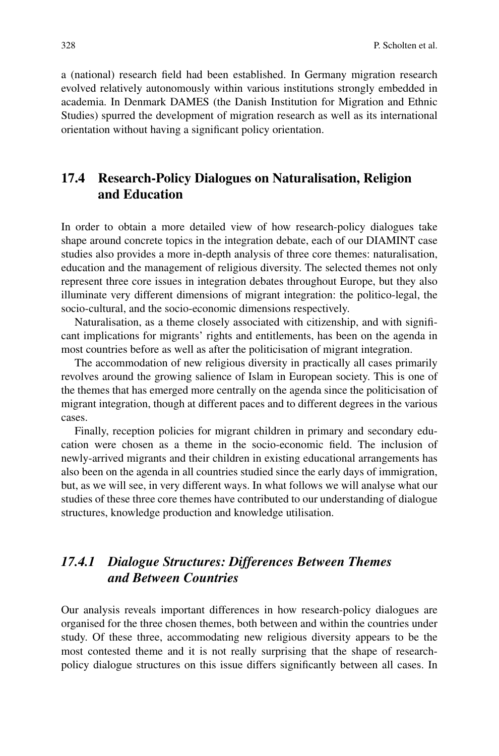a (national) research field had been established. In Germany migration research evolved relatively autonomously within various institutions strongly embedded in academia. In Denmark DAMES (the Danish Institution for Migration and Ethnic Studies) spurred the development of migration research as well as its international orientation without having a significant policy orientation.

## 17.4 Research-Policy Dialogues on Naturalisation, Religion and Education

In order to obtain a more detailed view of how research-policy dialogues take shape around concrete topics in the integration debate, each of our DIAMINT case studies also provides a more in-depth analysis of three core themes: naturalisation, education and the management of religious diversity. The selected themes not only represent three core issues in integration debates throughout Europe, but they also illuminate very different dimensions of migrant integration: the politico-legal, the socio-cultural, and the socio-economic dimensions respectively.

Naturalisation, as a theme closely associated with citizenship, and with significant implications for migrants' rights and entitlements, has been on the agenda in most countries before as well as after the politicisation of migrant integration.

The accommodation of new religious diversity in practically all cases primarily revolves around the growing salience of Islam in European society. This is one of the themes that has emerged more centrally on the agenda since the politicisation of migrant integration, though at different paces and to different degrees in the various cases.

Finally, reception policies for migrant children in primary and secondary education were chosen as a theme in the socio-economic field. The inclusion of newly-arrived migrants and their children in existing educational arrangements has also been on the agenda in all countries studied since the early days of immigration, but, as we will see, in very different ways. In what follows we will analyse what our studies of these three core themes have contributed to our understanding of dialogue structures, knowledge production and knowledge utilisation.

### *17.4.1 Dialogue Structures: Differences Between Themes and Between Countries*

Our analysis reveals important differences in how research-policy dialogues are organised for the three chosen themes, both between and within the countries under study. Of these three, accommodating new religious diversity appears to be the most contested theme and it is not really surprising that the shape of research-policy dialogue structures on this issue differs significantly between all cases. In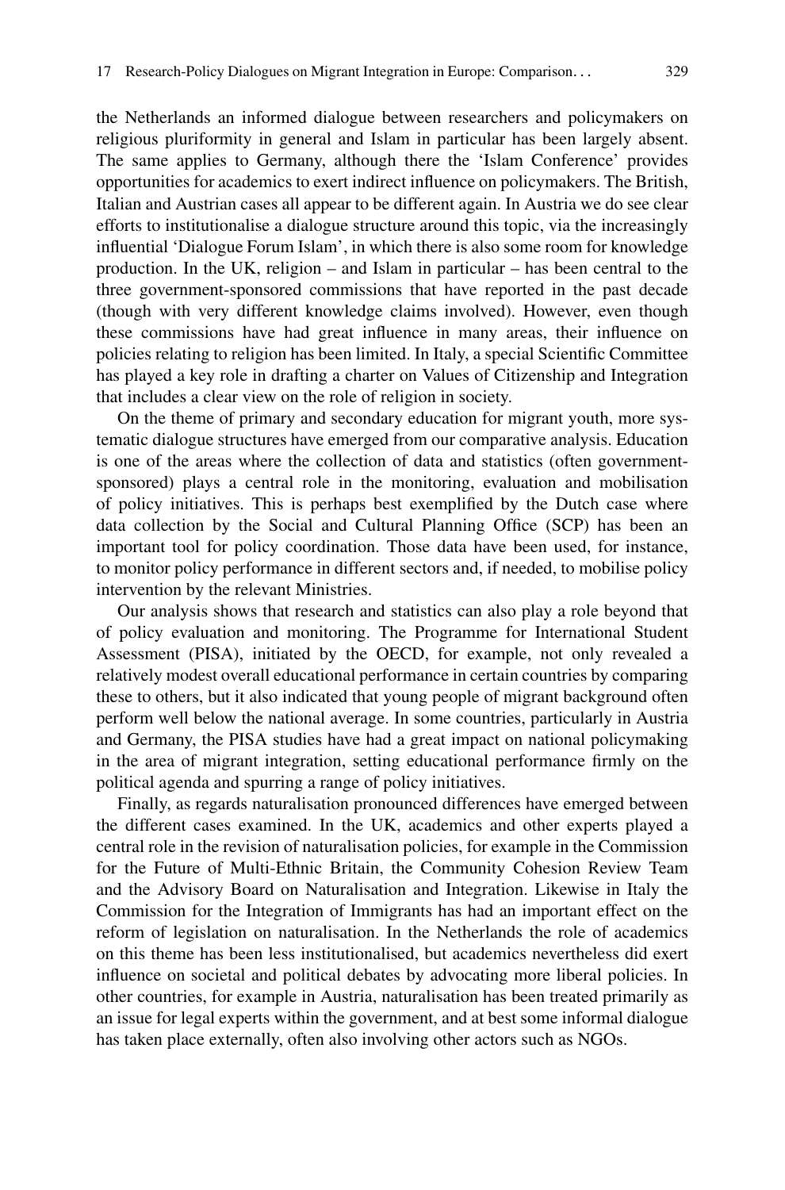the Netherlands an informed dialogue between researchers and policymakers on religious pluriformity in general and Islam in particular has been largely absent. The same applies to Germany, although there the 'Islam Conference' provides opportunities for academics to exert indirect influence on policymakers. The British, Italian and Austrian cases all appear to be different again. In Austria we do see clear efforts to institutionalise a dialogue structure around this topic, via the increasingly influential 'Dialogue Forum Islam', in which there is also some room for knowledge production. In the UK, religion – and Islam in particular – has been central to the three government-sponsored commissions that have reported in the past decade (though with very different knowledge claims involved). However, even though these commissions have had great influence in many areas, their influence on policies relating to religion has been limited. In Italy, a special Scientific Committee has played a key role in drafting a charter on Values of Citizenship and Integration that includes a clear view on the role of religion in society.

On the theme of primary and secondary education for migrant youth, more systematic dialogue structures have emerged from our comparative analysis. Education is one of the areas where the collection of data and statistics (often government-sponsored) plays a central role in the monitoring, evaluation and mobilisation of policy initiatives. This is perhaps best exemplified by the Dutch case where data collection by the Social and Cultural Planning Office (SCP) has been an important tool for policy coordination. Those data have been used, for instance, to monitor policy performance in different sectors and, if needed, to mobilise policy intervention by the relevant Ministries.

Our analysis shows that research and statistics can also play a role beyond that of policy evaluation and monitoring. The Programme for International Student Assessment (PISA), initiated by the OECD, for example, not only revealed a relatively modest overall educational performance in certain countries by comparing these to others, but it also indicated that young people of migrant background often perform well below the national average. In some countries, particularly in Austria and Germany, the PISA studies have had a great impact on national policymaking in the area of migrant integration, setting educational performance firmly on the political agenda and spurring a range of policy initiatives.

Finally, as regards naturalisation pronounced differences have emerged between the different cases examined. In the UK, academics and other experts played a central role in the revision of naturalisation policies, for example in the Commission for the Future of Multi-Ethnic Britain, the Community Cohesion Review Team and the Advisory Board on Naturalisation and Integration. Likewise in Italy the Commission for the Integration of Immigrants has had an important effect on the reform of legislation on naturalisation. In the Netherlands the role of academics on this theme has been less institutionalised, but academics nevertheless did exert influence on societal and political debates by advocating more liberal policies. In other countries, for example in Austria, naturalisation has been treated primarily as an issue for legal experts within the government, and at best some informal dialogue has taken place externally, often also involving other actors such as NGOs.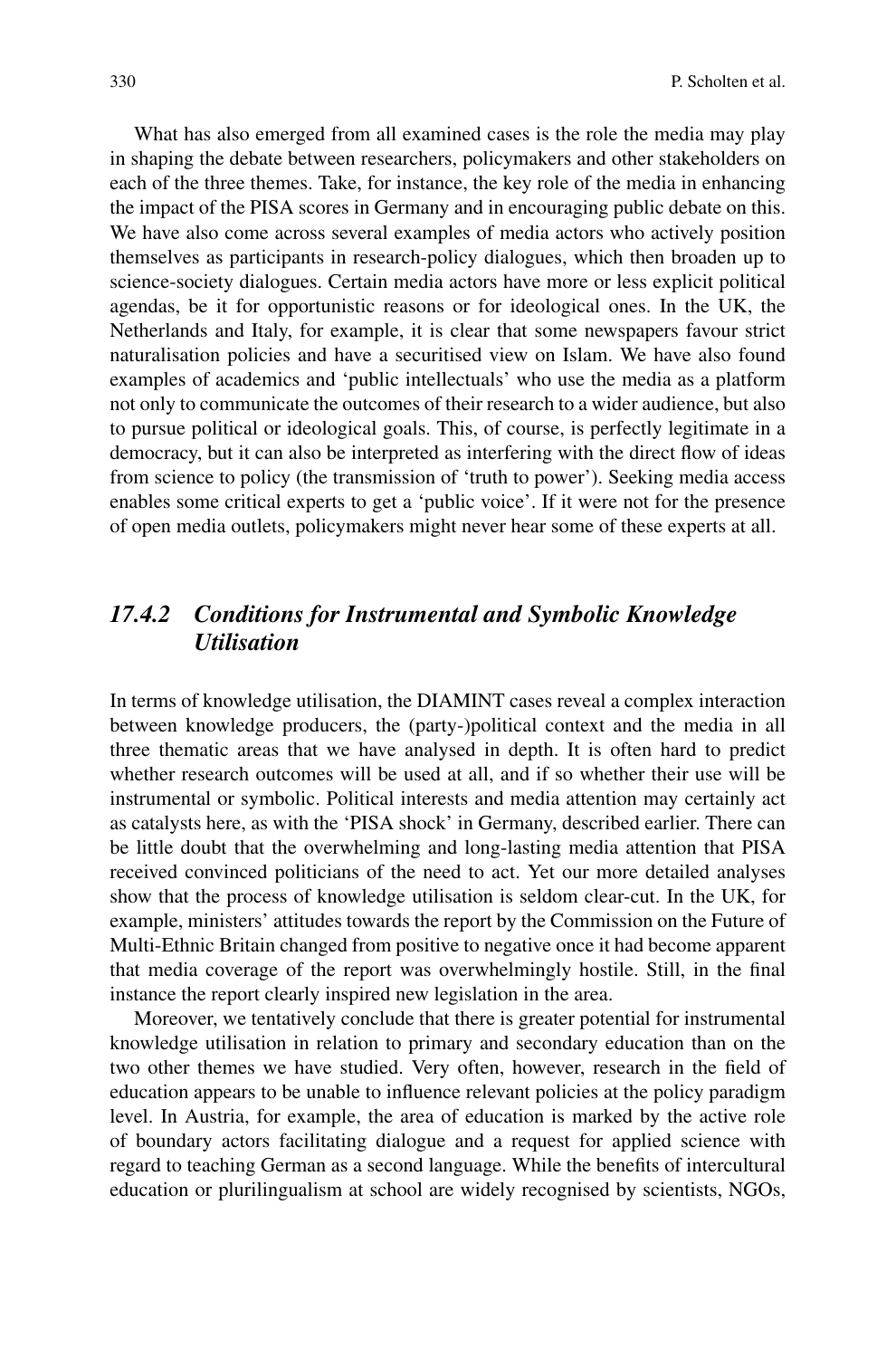What has also emerged from all examined cases is the role the media may play in shaping the debate between researchers, policymakers and other stakeholders on each of the three themes. Take, for instance, the key role of the media in enhancing the impact of the PISA scores in Germany and in encouraging public debate on this. We have also come across several examples of media actors who actively position themselves as participants in research-policy dialogues, which then broaden up to science-society dialogues. Certain media actors have more or less explicit political agendas, be it for opportunistic reasons or for ideological ones. In the UK, the Netherlands and Italy, for example, it is clear that some newspapers favour strict naturalisation policies and have a securitised view on Islam. We have also found examples of academics and 'public intellectuals' who use the media as a platform not only to communicate the outcomes of their research to a wider audience, but also to pursue political or ideological goals. This, of course, is perfectly legitimate in a democracy, but it can also be interpreted as interfering with the direct flow of ideas from science to policy (the transmission of 'truth to power'). Seeking media access enables some critical experts to get a 'public voice'. If it were not for the presence of open media outlets, policymakers might never hear some of these experts at all.

### *17.4.2 Conditions for Instrumental and Symbolic Knowledge Utilisation*

In terms of knowledge utilisation, the DIAMINT cases reveal a complex interaction between knowledge producers, the (party-)political context and the media in all three thematic areas that we have analysed in depth. It is often hard to predict whether research outcomes will be used at all, and if so whether their use will be instrumental or symbolic. Political interests and media attention may certainly act as catalysts here, as with the 'PISA shock' in Germany, described earlier. There can be little doubt that the overwhelming and long-lasting media attention that PISA received convinced politicians of the need to act. Yet our more detailed analyses show that the process of knowledge utilisation is seldom clear-cut. In the UK, for example, ministers' attitudes towards the report by the Commission on the Future of Multi-Ethnic Britain changed from positive to negative once it had become apparent that media coverage of the report was overwhelmingly hostile. Still, in the final instance the report clearly inspired new legislation in the area.

Moreover, we tentatively conclude that there is greater potential for instrumental knowledge utilisation in relation to primary and secondary education than on the two other themes we have studied. Very often, however, research in the field of education appears to be unable to influence relevant policies at the policy paradigm level. In Austria, for example, the area of education is marked by the active role of boundary actors facilitating dialogue and a request for applied science with regard to teaching German as a second language. While the benefits of intercultural education or plurilingualism at school are widely recognised by scientists, NGOs,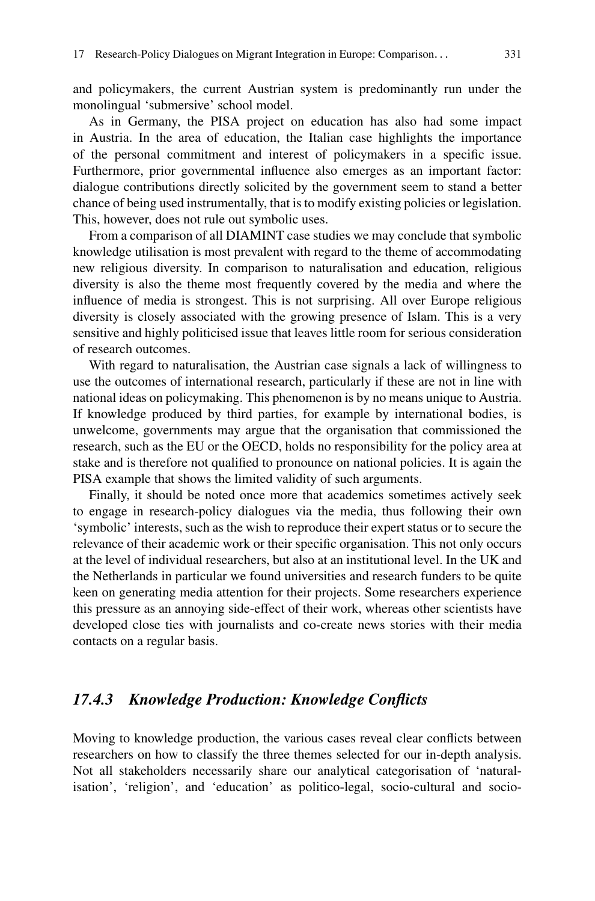and policymakers, the current Austrian system is predominantly run under the monolingual 'submersive' school model.

As in Germany, the PISA project on education has also had some impact in Austria. In the area of education, the Italian case highlights the importance of the personal commitment and interest of policymakers in a specific issue. Furthermore, prior governmental influence also emerges as an important factor: dialogue contributions directly solicited by the government seem to stand a better chance of being used instrumentally, that is to modify existing policies or legislation. This, however, does not rule out symbolic uses.

From a comparison of all DIAMINT case studies we may conclude that symbolic knowledge utilisation is most prevalent with regard to the theme of accommodating new religious diversity. In comparison to naturalisation and education, religious diversity is also the theme most frequently covered by the media and where the influence of media is strongest. This is not surprising. All over Europe religious diversity is closely associated with the growing presence of Islam. This is a very sensitive and highly politicised issue that leaves little room for serious consideration of research outcomes.

With regard to naturalisation, the Austrian case signals a lack of willingness to use the outcomes of international research, particularly if these are not in line with national ideas on policymaking. This phenomenon is by no means unique to Austria. If knowledge produced by third parties, for example by international bodies, is unwelcome, governments may argue that the organisation that commissioned the research, such as the EU or the OECD, holds no responsibility for the policy area at stake and is therefore not qualified to pronounce on national policies. It is again the PISA example that shows the limited validity of such arguments.

Finally, it should be noted once more that academics sometimes actively seek to engage in research-policy dialogues via the media, thus following their own 'symbolic' interests, such as the wish to reproduce their expert status or to secure the relevance of their academic work or their specific organisation. This not only occurs at the level of individual researchers, but also at an institutional level. In the UK and the Netherlands in particular we found universities and research funders to be quite keen on generating media attention for their projects. Some researchers experience this pressure as an annoying side-effect of their work, whereas other scientists have developed close ties with journalists and co-create news stories with their media contacts on a regular basis.

### *17.4.3 Knowledge Production: Knowledge Conflicts*

Moving to knowledge production, the various cases reveal clear conflicts between researchers on how to classify the three themes selected for our in-depth analysis. Not all stakeholders necessarily share our analytical categorisation of 'naturalisation', 'religion', and 'education' as politico-legal, socio-cultural and socio-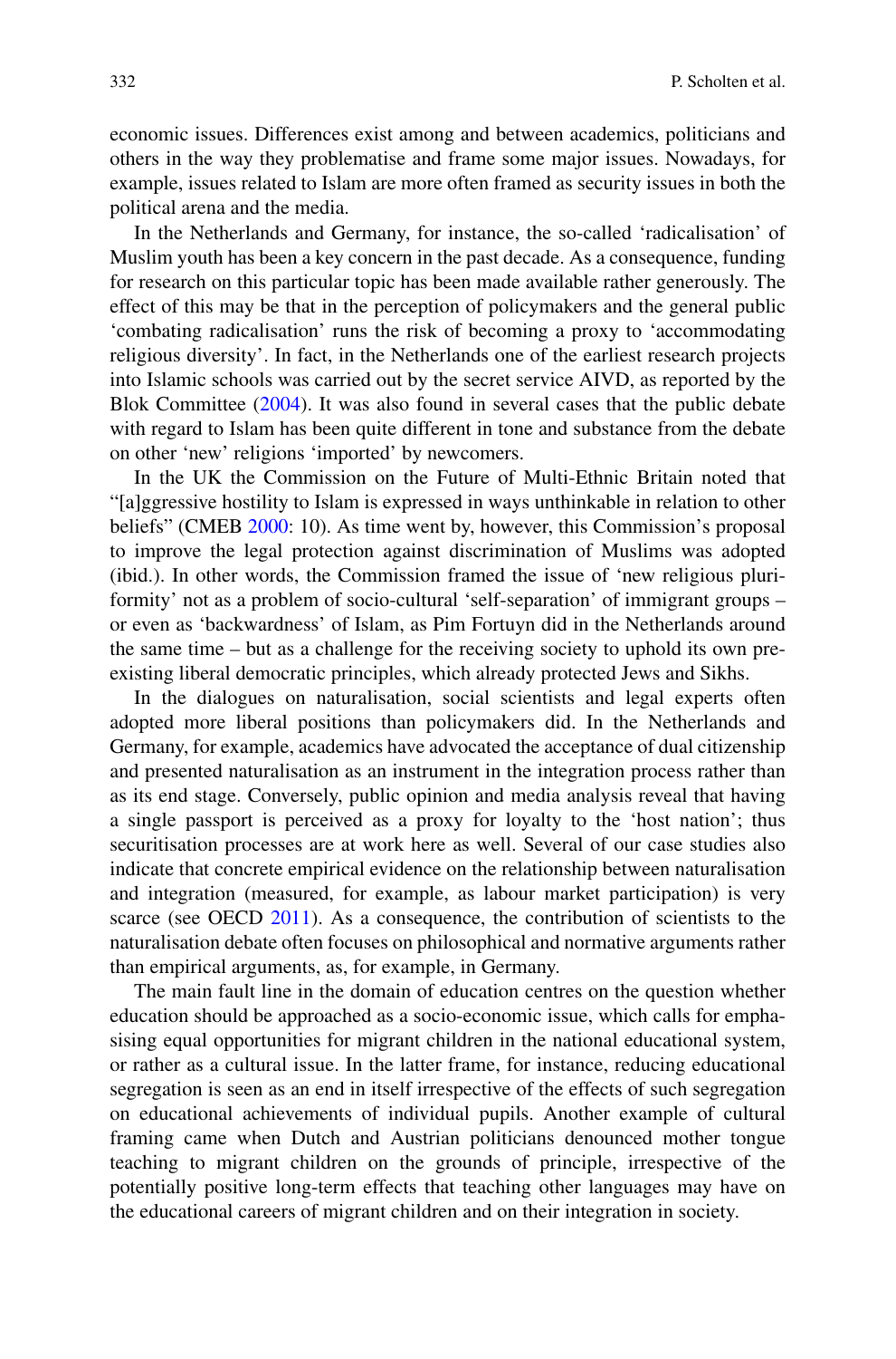economic issues. Differences exist among and between academics, politicians and others in the way they problematise and frame some major issues. Nowadays, for example, issues related to Islam are more often framed as security issues in both the political arena and the media.

In the Netherlands and Germany, for instance, the so-called 'radicalisation' of Muslim youth has been a key concern in the past decade. As a consequence, funding for research on this particular topic has been made available rather generously. The effect of this may be that in the perception of policymakers and the general public 'combating radicalisation' runs the risk of becoming a proxy to 'accommodating religious diversity'. In fact, in the Netherlands one of the earliest research projects into Islamic schools was carried out by the secret service AIVD, as reported by the Blok Committee (2004). It was also found in several cases that the public debate with regard to Islam has been quite different in tone and substance from the debate on other 'new' religions 'imported' by newcomers.

In the UK the Commission on the Future of Multi-Ethnic Britain noted that "[a]ggressive hostility to Islam is expressed in ways unthinkable in relation to other beliefs" (CMEB 2000: 10). As time went by, however, this Commission's proposal to improve the legal protection against discrimination of Muslims was adopted (ibid.). In other words, the Commission framed the issue of 'new religious pluriformity' not as a problem of socio-cultural 'self-separation' of immigrant groups – or even as 'backwardness' of Islam, as Pim Fortuyn did in the Netherlands around the same time – but as a challenge for the receiving society to uphold its own pre-existing liberal democratic principles, which already protected Jews and Sikhs.

In the dialogues on naturalisation, social scientists and legal experts often adopted more liberal positions than policymakers did. In the Netherlands and Germany, for example, academics have advocated the acceptance of dual citizenship and presented naturalisation as an instrument in the integration process rather than as its end stage. Conversely, public opinion and media analysis reveal that having a single passport is perceived as a proxy for loyalty to the 'host nation'; thus securitisation processes are at work here as well. Several of our case studies also indicate that concrete empirical evidence on the relationship between naturalisation and integration (measured, for example, as labour market participation) is very scarce (see OECD 2011). As a consequence, the contribution of scientists to the naturalisation debate often focuses on philosophical and normative arguments rather than empirical arguments, as, for example, in Germany.

The main fault line in the domain of education centres on the question whether education should be approached as a socio-economic issue, which calls for emphasising equal opportunities for migrant children in the national educational system, or rather as a cultural issue. In the latter frame, for instance, reducing educational segregation is seen as an end in itself irrespective of the effects of such segregation on educational achievements of individual pupils. Another example of cultural framing came when Dutch and Austrian politicians denounced mother tongue teaching to migrant children on the grounds of principle, irrespective of the potentially positive long-term effects that teaching other languages may have on the educational careers of migrant children and on their integration in society.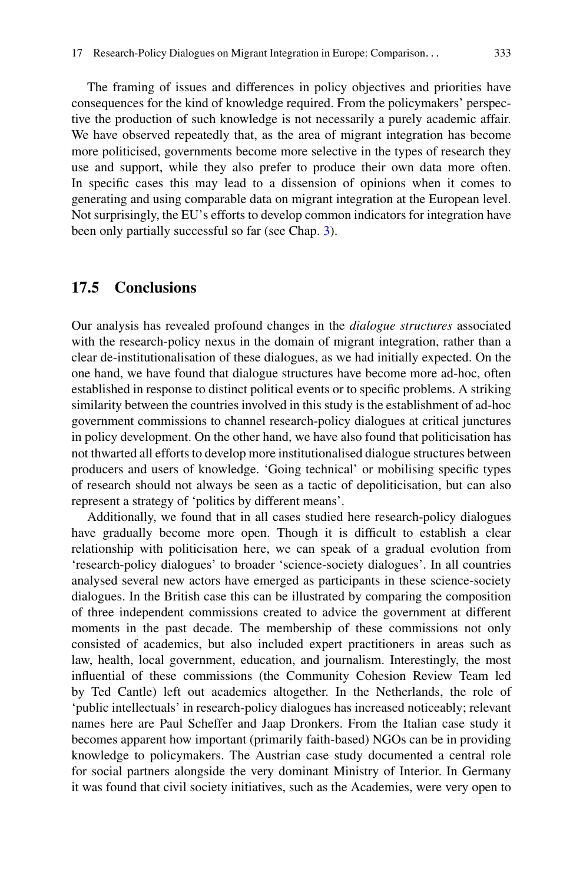The framing of issues and differences in policy objectives and priorities have consequences for the kind of knowledge required. From the policymakers' perspective the production of such knowledge is not necessarily a purely academic affair. We have observed repeatedly that, as the area of migrant integration has become more politicised, governments become more selective in the types of research they use and support, while they also prefer to produce their own data more often. In specific cases this may lead to a dissension of opinions when it comes to generating and using comparable data on migrant integration at the European level. Not surprisingly, the EU's efforts to develop common indicators for integration have been only partially successful so far (see Chap. 3).

## 17.5 Conclusions

Our analysis has revealed profound changes in the *dialogue structures* associated with the research-policy nexus in the domain of migrant integration, rather than a clear de-institutionalisation of these dialogues, as we had initially expected. On the one hand, we have found that dialogue structures have become more ad-hoc, often established in response to distinct political events or to specific problems. A striking similarity between the countries involved in this study is the establishment of ad-hoc government commissions to channel research-policy dialogues at critical junctures in policy development. On the other hand, we have also found that politicisation has not thwarted all efforts to develop more institutionalised dialogue structures between producers and users of knowledge. 'Going technical' or mobilising specific types of research should not always be seen as a tactic of depoliticisation, but can also represent a strategy of 'politics by different means'.

Additionally, we found that in all cases studied here research-policy dialogues have gradually become more open. Though it is difficult to establish a clear relationship with politicisation here, we can speak of a gradual evolution from 'research-policy dialogues' to broader 'science-society dialogues'. In all countries analysed several new actors have emerged as participants in these science-society dialogues. In the British case this can be illustrated by comparing the composition of three independent commissions created to advice the government at different moments in the past decade. The membership of these commissions not only consisted of academics, but also included expert practitioners in areas such as law, health, local government, education, and journalism. Interestingly, the most influential of these commissions (the Community Cohesion Review Team led by Ted Cantle) left out academics altogether. In the Netherlands, the role of 'public intellectuals' in research-policy dialogues has increased noticeably; relevant names here are Paul Scheffer and Jaap Dronkers. From the Italian case study it becomes apparent how important (primarily faith-based) NGOs can be in providing knowledge to policymakers. The Austrian case study documented a central role for social partners alongside the very dominant Ministry of Interior. In Germany it was found that civil society initiatives, such as the Academies, were very open to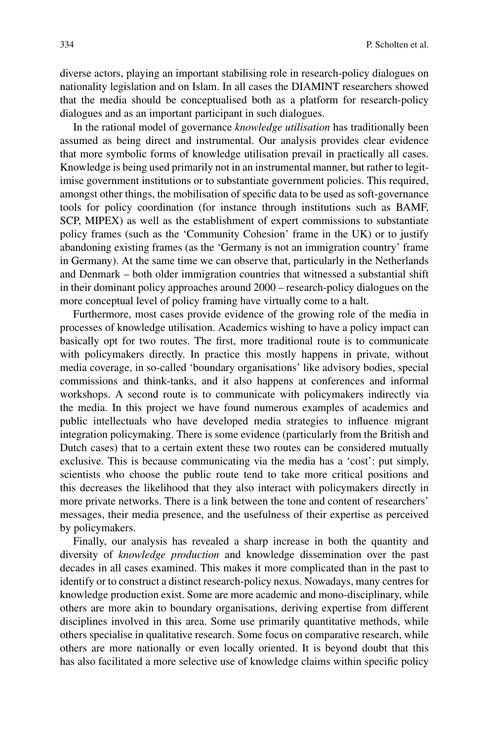diverse actors, playing an important stabilising role in research-policy dialogues on nationality legislation and on Islam. In all cases the DIAMINT researchers showed that the media should be conceptualised both as a platform for research-policy dialogues and as an important participant in such dialogues.

In the rational model of governance *knowledge utilisation* has traditionally been assumed as being direct and instrumental. Our analysis provides clear evidence that more symbolic forms of knowledge utilisation prevail in practically all cases. Knowledge is being used primarily not in an instrumental manner, but rather to legitimise government institutions or to substantiate government policies. This required, amongst other things, the mobilisation of specific data to be used as soft-governance tools for policy coordination (for instance through institutions such as BAMF, SCP, MIPEX) as well as the establishment of expert commissions to substantiate policy frames (such as the 'Community Cohesion' frame in the UK) or to justify abandoning existing frames (as the 'Germany is not an immigration country' frame in Germany). At the same time we can observe that, particularly in the Netherlands and Denmark – both older immigration countries that witnessed a substantial shift in their dominant policy approaches around 2000 – research-policy dialogues on the more conceptual level of policy framing have virtually come to a halt.

Furthermore, most cases provide evidence of the growing role of the media in processes of knowledge utilisation. Academics wishing to have a policy impact can basically opt for two routes. The first, more traditional route is to communicate with policymakers directly. In practice this mostly happens in private, without media coverage, in so-called 'boundary organisations' like advisory bodies, special commissions and think-tanks, and it also happens at conferences and informal workshops. A second route is to communicate with policymakers indirectly via the media. In this project we have found numerous examples of academics and public intellectuals who have developed media strategies to influence migrant integration policymaking. There is some evidence (particularly from the British and Dutch cases) that to a certain extent these two routes can be considered mutually exclusive. This is because communicating via the media has a 'cost': put simply, scientists who choose the public route tend to take more critical positions and this decreases the likelihood that they also interact with policymakers directly in more private networks. There is a link between the tone and content of researchers' messages, their media presence, and the usefulness of their expertise as perceived by policymakers.

Finally, our analysis has revealed a sharp increase in both the quantity and diversity of *knowledge production* and knowledge dissemination over the past decades in all cases examined. This makes it more complicated than in the past to identify or to construct a distinct research-policy nexus. Nowadays, many centres for knowledge production exist. Some are more academic and mono-disciplinary, while others are more akin to boundary organisations, deriving expertise from different disciplines involved in this area. Some use primarily quantitative methods, while others specialise in qualitative research. Some focus on comparative research, while others are more nationally or even locally oriented. It is beyond doubt that this has also facilitated a more selective use of knowledge claims within specific policy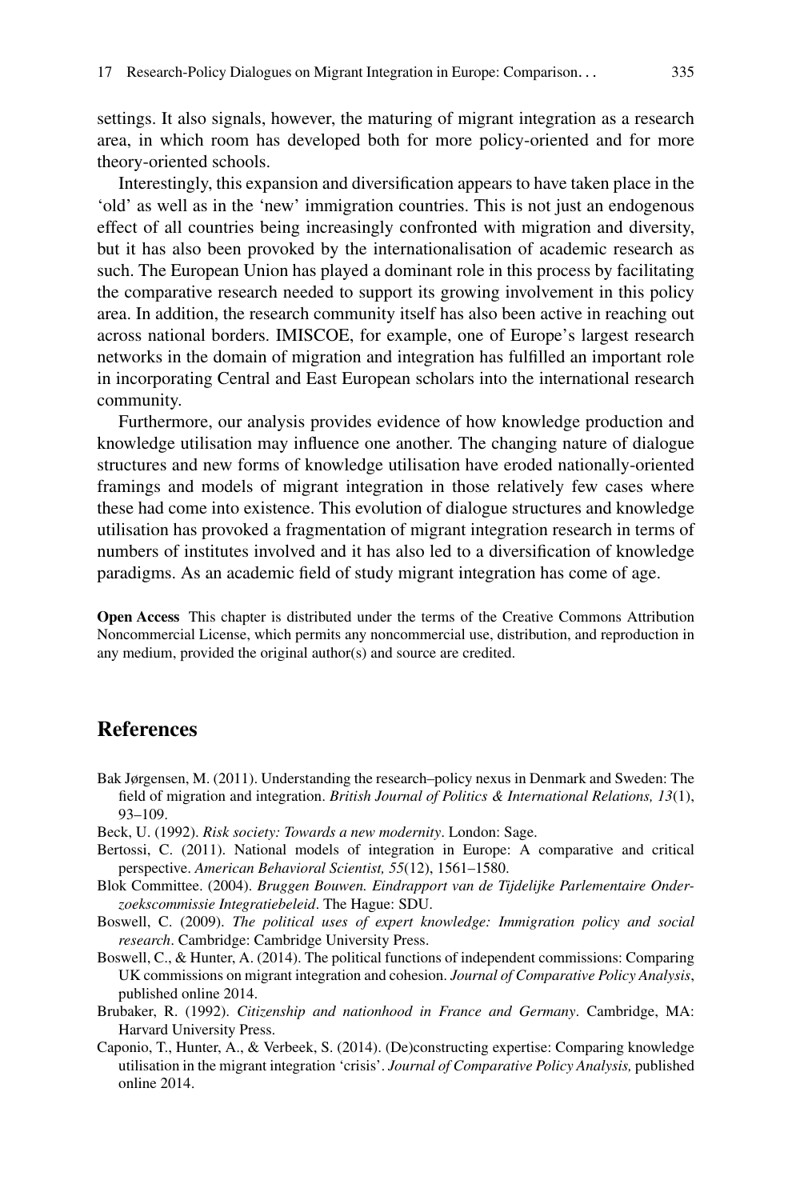settings. It also signals, however, the maturing of migrant integration as a research area, in which room has developed both for more policy-oriented and for more theory-oriented schools.

Interestingly, this expansion and diversification appears to have taken place in the 'old' as well as in the 'new' immigration countries. This is not just an endogenous effect of all countries being increasingly confronted with migration and diversity, but it has also been provoked by the internationalisation of academic research as such. The European Union has played a dominant role in this process by facilitating the comparative research needed to support its growing involvement in this policy area. In addition, the research community itself has also been active in reaching out across national borders. IMISCOE, for example, one of Europe's largest research networks in the domain of migration and integration has fulfilled an important role in incorporating Central and East European scholars into the international research community.

Furthermore, our analysis provides evidence of how knowledge production and knowledge utilisation may influence one another. The changing nature of dialogue structures and new forms of knowledge utilisation have eroded nationally-oriented framings and models of migrant integration in those relatively few cases where these had come into existence. This evolution of dialogue structures and knowledge utilisation has provoked a fragmentation of migrant integration research in terms of numbers of institutes involved and it has also led to a diversification of knowledge paradigms. As an academic field of study migrant integration has come of age.

**Open Access** This chapter is distributed under the terms of the Creative Commons Attribution Noncommercial License, which permits any noncommercial use, distribution, and reproduction in any medium, provided the original author(s) and source are credited.

## References

Bak Jørgensen, M. (2011). Understanding the research–policy nexus in Denmark and Sweden: The field of migration and integration. *British Journal of Politics & International Relations, 13*(1), 93–109.

Beck, U. (1992). *Risk society: Towards a new modernity*. London: Sage.

Bertossi, C. (2011). National models of integration in Europe: A comparative and critical perspective. *American Behavioral Scientist, 55*(12), 1561–1580.

Blok Committee. (2004). *Bruggen Bouwen. Eindrapport van de Tijdelijke Parlementaire Onderzoekscommissie Integratiebeleid*. The Hague: SDU.

Boswell, C. (2009). *The political uses of expert knowledge: Immigration policy and social research*. Cambridge: Cambridge University Press.

Boswell, C., & Hunter, A. (2014). The political functions of independent commissions: Comparing UK commissions on migrant integration and cohesion. *Journal of Comparative Policy Analysis*, published online 2014.

Brubaker, R. (1992). *Citizenship and nationhood in France and Germany*. Cambridge, MA: Harvard University Press.

Caponio, T., Hunter, A., & Verbeek, S. (2014). (De)constructing expertise: Comparing knowledge utilisation in the migrant integration 'crisis'. *Journal of Comparative Policy Analysis,* published online 2014.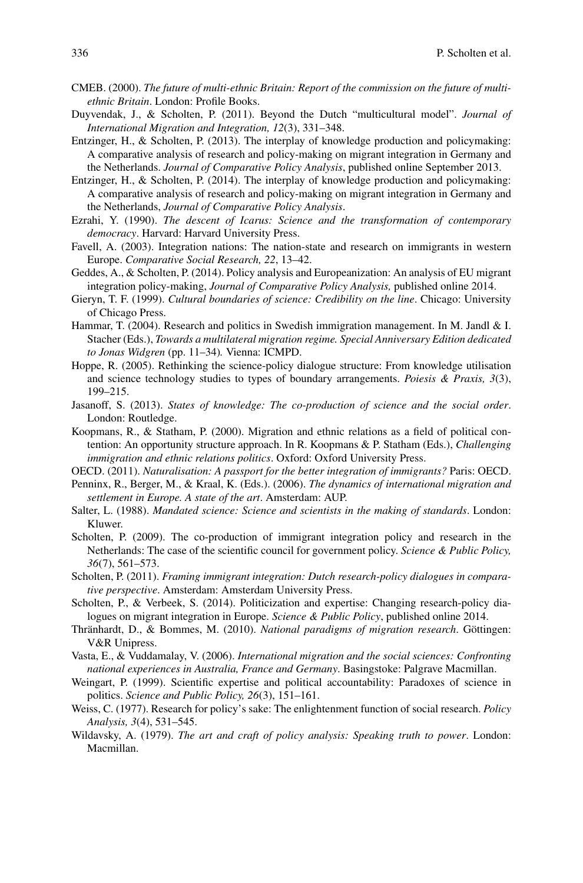CMEB. (2000). *The future of multi-ethnic Britain: Report of the commission on the future of multi-ethnic Britain*. London: Profile Books.

Duyvendak, J., & Scholten, P. (2011). Beyond the Dutch "multicultural model". *Journal of International Migration and Integration, 12*(3), 331–348.

Entzinger, H., & Scholten, P. (2013). The interplay of knowledge production and policymaking: A comparative analysis of research and policy-making on migrant integration in Germany and the Netherlands. *Journal of Comparative Policy Analysis*, published online September 2013.

Entzinger, H., & Scholten, P. (2014). The interplay of knowledge production and policymaking: A comparative analysis of research and policy-making on migrant integration in Germany and the Netherlands, *Journal of Comparative Policy Analysis*.

Ezrahi, Y. (1990). *The descent of Icarus: Science and the transformation of contemporary democracy*. Harvard: Harvard University Press.

Favell, A. (2003). Integration nations: The nation-state and research on immigrants in western Europe. *Comparative Social Research, 22*, 13–42.

Geddes, A., & Scholten, P. (2014). Policy analysis and Europeanization: An analysis of EU migrant integration policy-making, *Journal of Comparative Policy Analysis,* published online 2014.

Gieryn, T. F. (1999). *Cultural boundaries of science: Credibility on the line*. Chicago: University of Chicago Press.

Hammar, T. (2004). Research and politics in Swedish immigration management. In M. Jandl & I. Stacher (Eds.), *Towards a multilateral migration regime. Special Anniversary Edition dedicated to Jonas Widgren* (pp. 11–34)*.* Vienna: ICMPD.

Hoppe, R. (2005). Rethinking the science-policy dialogue structure: From knowledge utilisation and science technology studies to types of boundary arrangements. *Poiesis & Praxis, 3*(3), 199–215.

Jasanoff, S. (2013). *States of knowledge: The co-production of science and the social order*. London: Routledge.

Koopmans, R., & Statham, P. (2000). Migration and ethnic relations as a field of political contention: An opportunity structure approach. In R. Koopmans & P. Statham (Eds.), *Challenging immigration and ethnic relations politics*. Oxford: Oxford University Press.

OECD. (2011). *Naturalisation: A passport for the better integration of immigrants?* Paris: OECD.

Penninx, R., Berger, M., & Kraal, K. (Eds.). (2006). *The dynamics of international migration and settlement in Europe. A state of the art*. Amsterdam: AUP.

Salter, L. (1988). *Mandated science: Science and scientists in the making of standards*. London: Kluwer.

Scholten, P. (2009). The co-production of immigrant integration policy and research in the Netherlands: The case of the scientific council for government policy. *Science & Public Policy, 36*(7), 561–573.

Scholten, P. (2011). *Framing immigrant integration: Dutch research-policy dialogues in comparative perspective*. Amsterdam: Amsterdam University Press.

Scholten, P., & Verbeek, S. (2014). Politicization and expertise: Changing research-policy dialogues on migrant integration in Europe. *Science & Public Policy*, published online 2014.

Thränhardt, D., & Bommes, M. (2010). *National paradigms of migration research*. Göttingen: V&R Unipress.

Vasta, E., & Vuddamalay, V. (2006). *International migration and the social sciences: Confronting national experiences in Australia, France and Germany*. Basingstoke: Palgrave Macmillan.

Weingart, P. (1999). Scientific expertise and political accountability: Paradoxes of science in politics. *Science and Public Policy, 26*(3), 151–161.

Weiss, C. (1977). Research for policy's sake: The enlightenment function of social research. *Policy Analysis, 3*(4), 531–545.

Wildavsky, A. (1979). *The art and craft of policy analysis: Speaking truth to power*. London: Macmillan.